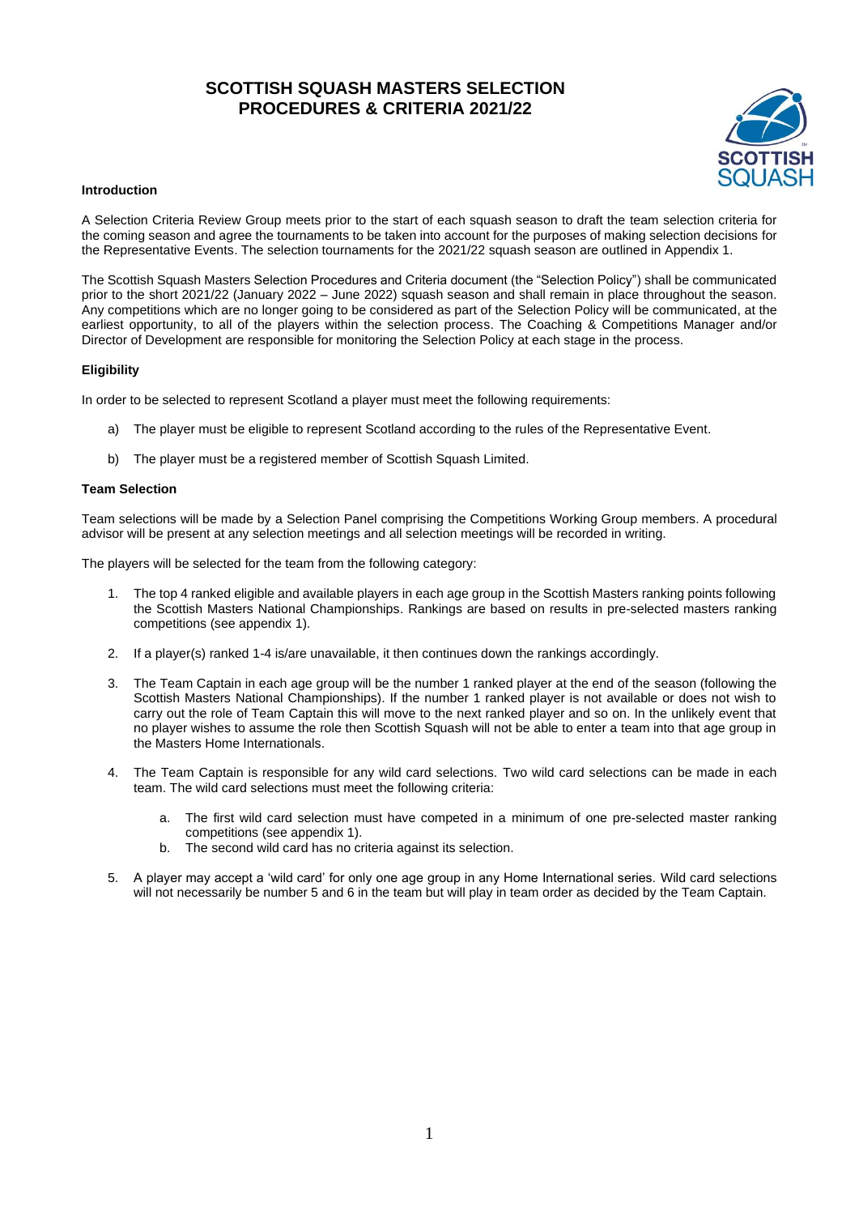# SCOTTISH SQUASH MASTERS SELECTION PROCEDURES & CRITERIA 2021/22

**Introduction**

A Selection Criteria Review Group meets prior to the start of each squash season to draft the team selection criteria for the coming season and agree the tournaments to be taken into account for the purposes of making selection decisions for the Representative Events. The selection tournaments for the 2021/22 squash season are outlined in Appendix 1.

The Scottish Squash Masters Selection Procedures and Criteria document (the "Selection Policy") shall be communicated prior to the short 2021/22 (January 2022 – June 2022) squash season and shall remain in place throughout the season. Any competitions which are no longer going to be considered as part of the Selection Policy will be communicated, at the earliest opportunity, to all of the players within the selection process. The Coaching & Competitions Manager and/or Director of Development are responsible for monitoring the Selection Policy at each stage in the process.

**Eligibility**

In order to be selected to represent Scotland a player must meet the following requirements:

a) The player must be eligible to represent Scotland according to the rules of the Representative Event.

b) The player must be a registered member of Scottish Squash Limited.

**Team Selection**

Team selections will be made by a Selection Panel comprising the Competitions Working Group members. A procedural advisor will be present at any selection meetings and all selection meetings will be recorded in writing.

The players will be selected for the team from the following category:

1. The top 4 ranked eligible and available players in each age group in the Scottish Masters ranking points following the Scottish Masters National Championships. Rankings are based on results in pre-selected masters ranking competitions (see appendix 1).

2. If a player(s) ranked 1-4 is/are unavailable, it then continues down the rankings accordingly.

3. The Team Captain in each age group will be the number 1 ranked player at the end of the season (following the Scottish Masters National Championships). If the number 1 ranked player is not available or does not wish to carry out the role of Team Captain this will move to the next ranked player and so on. In the unlikely event that no player wishes to assume the role then Scottish Squash will not be able to enter a team into that age group in the Masters Home Internationals.

4. The Team Captain is responsible for any wild card selections. Two wild card selections can be made in each team. The wild card selections must meet the following criteria:

    a. The first wild card selection must have competed in a minimum of one pre-selected master ranking competitions (see appendix 1).
    b. The second wild card has no criteria against its selection.

5. A player may accept a 'wild card' for only one age group in any Home International series. Wild card selections will not necessarily be number 5 and 6 in the team but will play in team order as decided by the Team Captain.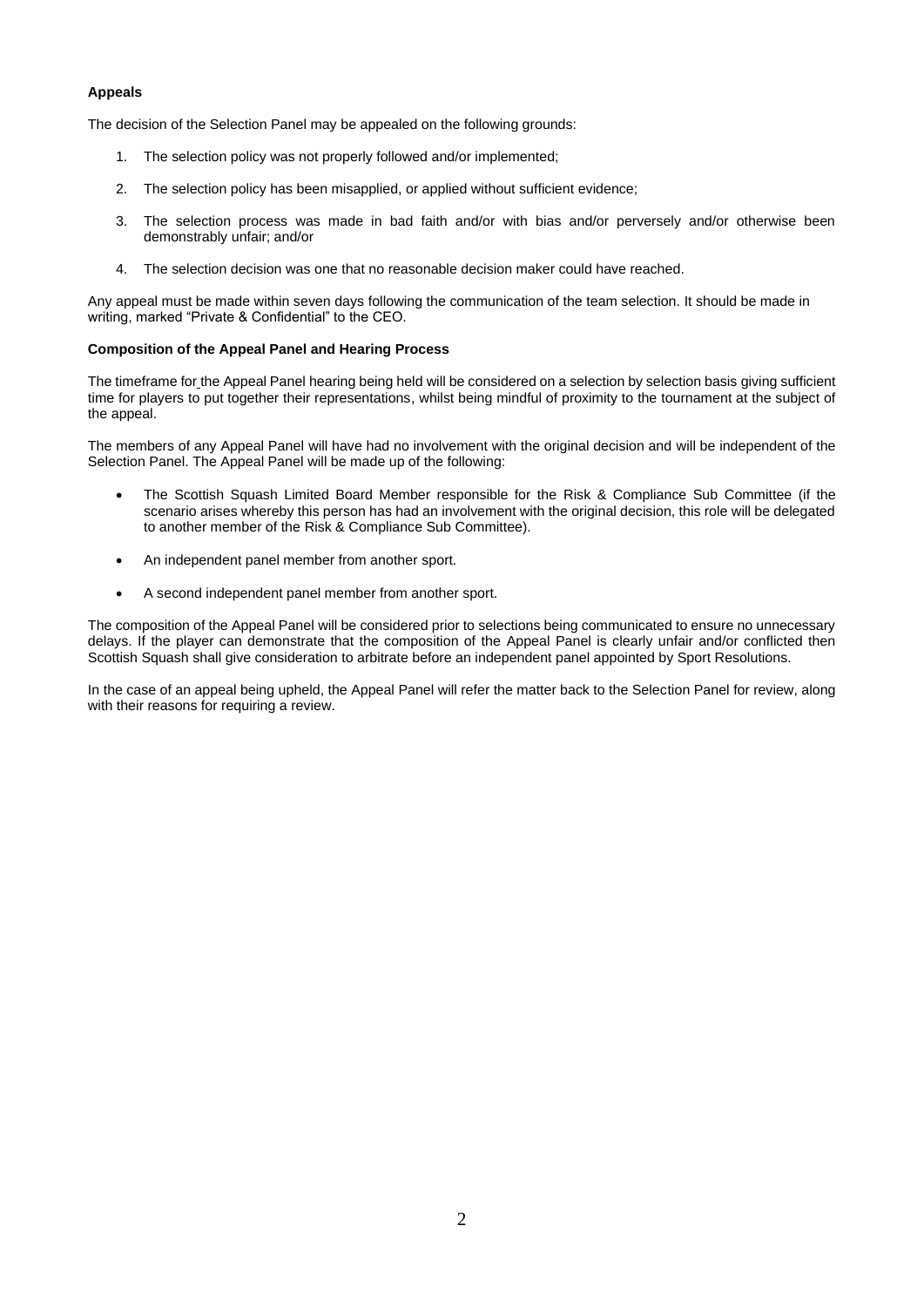**Appeals**

The decision of the Selection Panel may be appealed on the following grounds:

1. The selection policy was not properly followed and/or implemented;
2. The selection policy has been misapplied, or applied without sufficient evidence;
3. The selection process was made in bad faith and/or with bias and/or perversely and/or otherwise been demonstrably unfair; and/or
4. The selection decision was one that no reasonable decision maker could have reached.

Any appeal must be made within seven days following the communication of the team selection. It should be made in writing, marked "Private & Confidential" to the CEO.

**Composition of the Appeal Panel and Hearing Process**

The timeframe for the Appeal Panel hearing being held will be considered on a selection by selection basis giving sufficient time for players to put together their representations, whilst being mindful of proximity to the tournament at the subject of the appeal.

The members of any Appeal Panel will have had no involvement with the original decision and will be independent of the Selection Panel. The Appeal Panel will be made up of the following:

- The Scottish Squash Limited Board Member responsible for the Risk & Compliance Sub Committee (if the scenario arises whereby this person has had an involvement with the original decision, this role will be delegated to another member of the Risk & Compliance Sub Committee).
- An independent panel member from another sport.
- A second independent panel member from another sport.

The composition of the Appeal Panel will be considered prior to selections being communicated to ensure no unnecessary delays. If the player can demonstrate that the composition of the Appeal Panel is clearly unfair and/or conflicted then Scottish Squash shall give consideration to arbitrate before an independent panel appointed by Sport Resolutions.

In the case of an appeal being upheld, the Appeal Panel will refer the matter back to the Selection Panel for review, along with their reasons for requiring a review.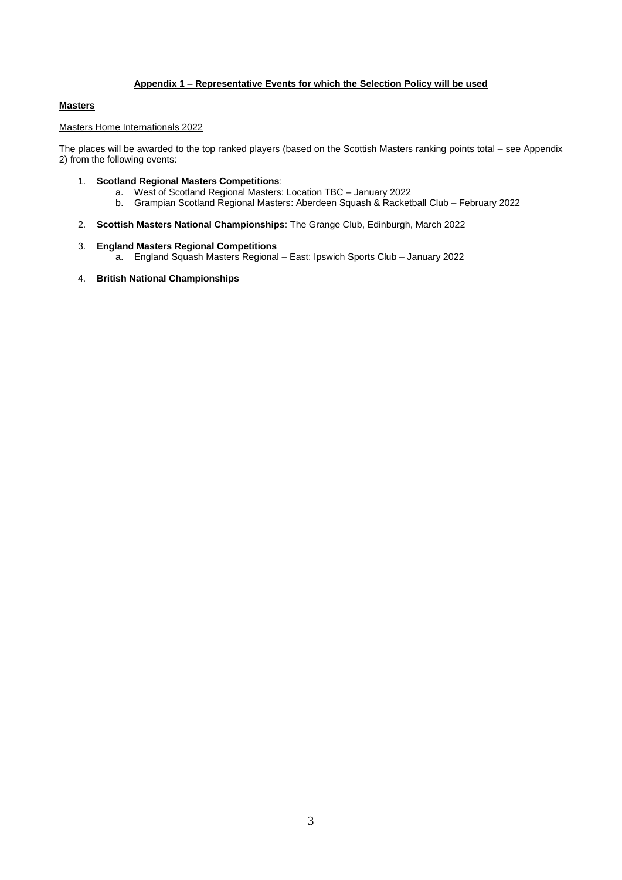## Appendix 1 – Representative Events for which the Selection Policy will be used

### Masters

Masters Home Internationals 2022

The places will be awarded to the top ranked players (based on the Scottish Masters ranking points total – see Appendix 2) from the following events:

1. **Scotland Regional Masters Competitions**:
    a. West of Scotland Regional Masters: Location TBC – January 2022
    b. Grampian Scotland Regional Masters: Aberdeen Squash & Racketball Club – February 2022

2. **Scottish Masters National Championships**: The Grange Club, Edinburgh, March 2022

3. **England Masters Regional Competitions**
    a. England Squash Masters Regional – East: Ipswich Sports Club – January 2022

4. **British National Championships**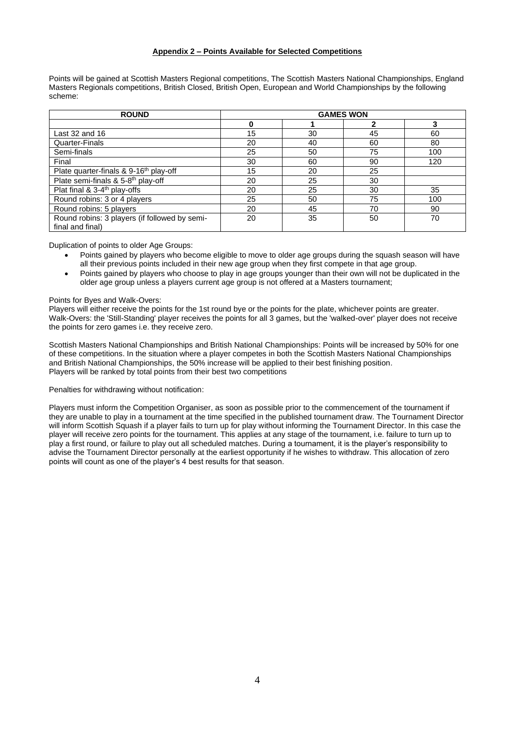**Appendix 2 – Points Available for Selected Competitions**

Points will be gained at Scottish Masters Regional competitions, The Scottish Masters National Championships, England Masters Regionals competitions, British Closed, British Open, European and World Championships by the following scheme:

| ROUND | GAMES WON | | | |
|---|---|---|---|---|
| | 0 | 1 | 2 | 3 |
| Last 32 and 16 | 15 | 30 | 45 | 60 |
| Quarter-Finals | 20 | 40 | 60 | 80 |
| Semi-finals | 25 | 50 | 75 | 100 |
| Final | 30 | 60 | 90 | 120 |
| Plate quarter-finals & 9-16th play-off | 15 | 20 | 25 | |
| Plate semi-finals & 5-8th play-off | 20 | 25 | 30 | |
| Plat final & 3-4th play-offs | 20 | 25 | 30 | 35 |
| Round robins: 3 or 4 players | 25 | 50 | 75 | 100 |
| Round robins: 5 players | 20 | 45 | 70 | 90 |
| Round robins: 3 players (if followed by semi-final and final) | 20 | 35 | 50 | 70 |

Duplication of points to older Age Groups:

- Points gained by players who become eligible to move to older age groups during the squash season will have all their previous points included in their new age group when they first compete in that age group.
- Points gained by players who choose to play in age groups younger than their own will not be duplicated in the older age group unless a players current age group is not offered at a Masters tournament;

Points for Byes and Walk-Overs:

Players will either receive the points for the 1st round bye or the points for the plate, whichever points are greater. Walk-Overs: the 'Still-Standing' player receives the points for all 3 games, but the 'walked-over' player does not receive the points for zero games i.e. they receive zero.

Scottish Masters National Championships and British National Championships: Points will be increased by 50% for one of these competitions. In the situation where a player competes in both the Scottish Masters National Championships and British National Championships, the 50% increase will be applied to their best finishing position.
Players will be ranked by total points from their best two competitions

Penalties for withdrawing without notification:

Players must inform the Competition Organiser, as soon as possible prior to the commencement of the tournament if they are unable to play in a tournament at the time specified in the published tournament draw. The Tournament Director will inform Scottish Squash if a player fails to turn up for play without informing the Tournament Director. In this case the player will receive zero points for the tournament. This applies at any stage of the tournament, i.e. failure to turn up to play a first round, or failure to play out all scheduled matches. During a tournament, it is the player's responsibility to advise the Tournament Director personally at the earliest opportunity if he wishes to withdraw. This allocation of zero points will count as one of the player's 4 best results for that season.